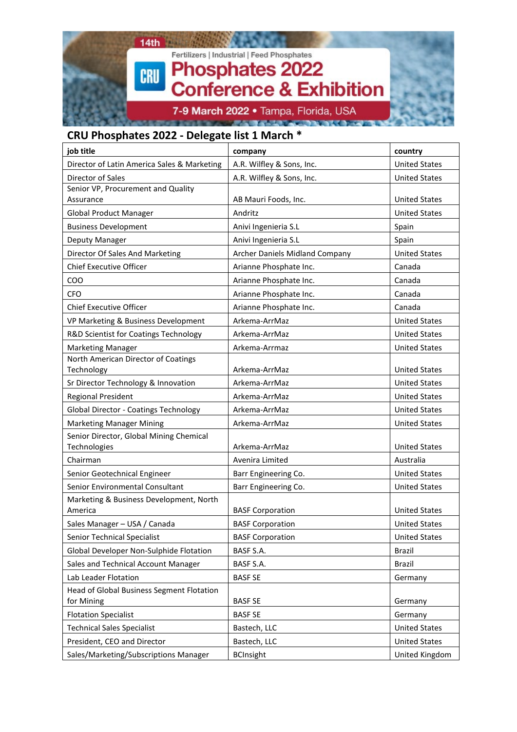14th

Fertilizers | Industrial | Feed Phosphates

# Phosphates 2022 Conference & Exhibition

7-9 March 2022 • Tampa, Florida, USA

## CRU Phosphates 2022 - Delegate list 1 March *

| job title | company | country |
|---|---|---|
| Director of Latin America Sales & Marketing | A.R. Wilfley & Sons, Inc. | United States |
| Director of Sales | A.R. Wilfley & Sons, Inc. | United States |
| Senior VP, Procurement and Quality Assurance | AB Mauri Foods, Inc. | United States |
| Global Product Manager | Andritz | United States |
| Business Development | Anivi Ingenieria S.L | Spain |
| Deputy Manager | Anivi Ingenieria S.L | Spain |
| Director Of Sales And Marketing | Archer Daniels Midland Company | United States |
| Chief Executive Officer | Arianne Phosphate Inc. | Canada |
| COO | Arianne Phosphate Inc. | Canada |
| CFO | Arianne Phosphate Inc. | Canada |
| Chief Executive Officer | Arianne Phosphate Inc. | Canada |
| VP Marketing & Business Development | Arkema-ArrMaz | United States |
| R&D Scientist for Coatings Technology | Arkema-ArrMaz | United States |
| Marketing Manager | Arkema-Arrmaz | United States |
| North American Director of Coatings Technology | Arkema-ArrMaz | United States |
| Sr Director Technology & Innovation | Arkema-ArrMaz | United States |
| Regional President | Arkema-ArrMaz | United States |
| Global Director - Coatings Technology | Arkema-ArrMaz | United States |
| Marketing Manager Mining | Arkema-ArrMaz | United States |
| Senior Director, Global Mining Chemical Technologies | Arkema-ArrMaz | United States |
| Chairman | Avenira Limited | Australia |
| Senior Geotechnical Engineer | Barr Engineering Co. | United States |
| Senior Environmental Consultant | Barr Engineering Co. | United States |
| Marketing & Business Development, North America | BASF Corporation | United States |
| Sales Manager – USA / Canada | BASF Corporation | United States |
| Senior Technical Specialist | BASF Corporation | United States |
| Global Developer Non-Sulphide Flotation | BASF S.A. | Brazil |
| Sales and Technical Account Manager | BASF S.A. | Brazil |
| Lab Leader Flotation | BASF SE | Germany |
| Head of Global Business Segment Flotation for Mining | BASF SE | Germany |
| Flotation Specialist | BASF SE | Germany |
| Technical Sales Specialist | Bastech, LLC | United States |
| President, CEO and Director | Bastech, LLC | United States |
| Sales/Marketing/Subscriptions Manager | BCInsight | United Kingdom |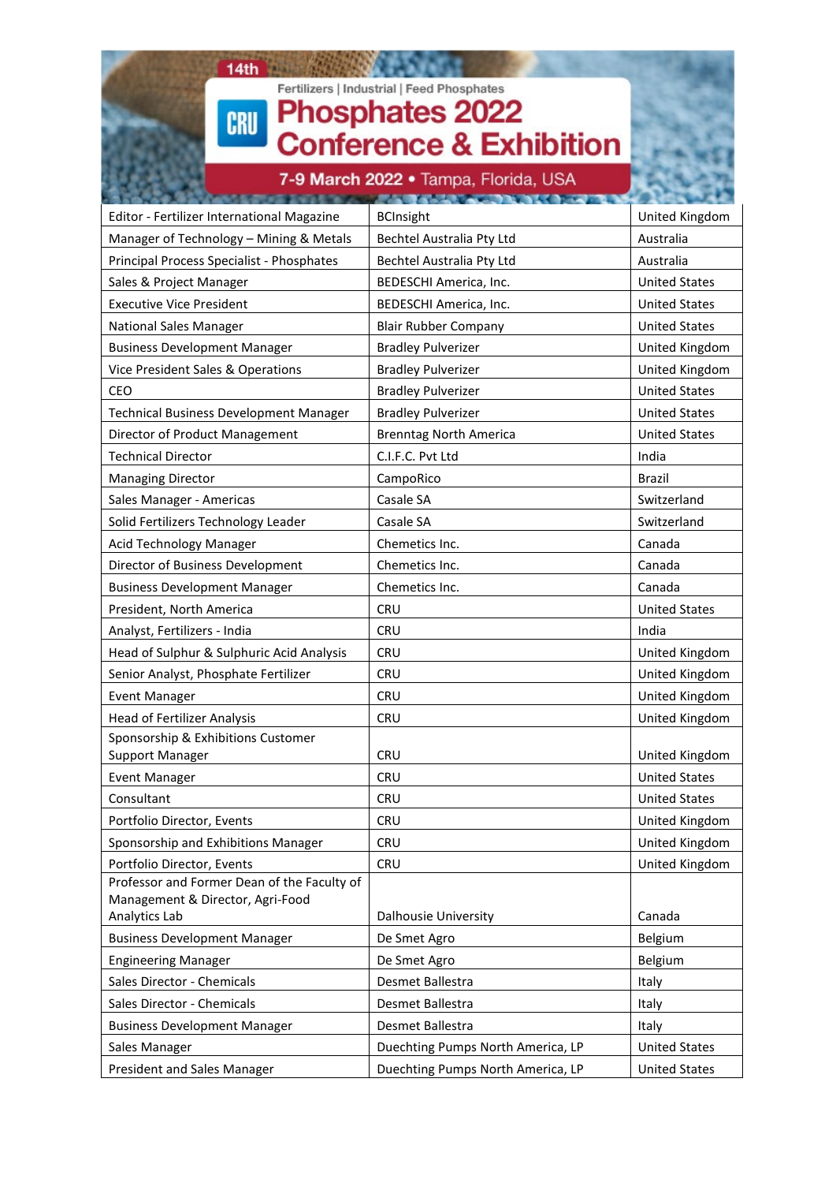14th

Fertilizers | Industrial | Feed Phosphates

# CRU Phosphates 2022 Conference & Exhibition

7-9 March 2022 • Tampa, Florida, USA

| | | |
|---|---|---|
| Editor - Fertilizer International Magazine | BCInsight | United Kingdom |
| Manager of Technology – Mining & Metals | Bechtel Australia Pty Ltd | Australia |
| Principal Process Specialist - Phosphates | Bechtel Australia Pty Ltd | Australia |
| Sales & Project Manager | BEDESCHI America, Inc. | United States |
| Executive Vice President | BEDESCHI America, Inc. | United States |
| National Sales Manager | Blair Rubber Company | United States |
| Business Development Manager | Bradley Pulverizer | United Kingdom |
| Vice President Sales & Operations | Bradley Pulverizer | United Kingdom |
| CEO | Bradley Pulverizer | United States |
| Technical Business Development Manager | Bradley Pulverizer | United States |
| Director of Product Management | Brenntag North America | United States |
| Technical Director | C.I.F.C. Pvt Ltd | India |
| Managing Director | CampoRico | Brazil |
| Sales Manager - Americas | Casale SA | Switzerland |
| Solid Fertilizers Technology Leader | Casale SA | Switzerland |
| Acid Technology Manager | Chemetics Inc. | Canada |
| Director of Business Development | Chemetics Inc. | Canada |
| Business Development Manager | Chemetics Inc. | Canada |
| President, North America | CRU | United States |
| Analyst, Fertilizers - India | CRU | India |
| Head of Sulphur & Sulphuric Acid Analysis | CRU | United Kingdom |
| Senior Analyst, Phosphate Fertilizer | CRU | United Kingdom |
| Event Manager | CRU | United Kingdom |
| Head of Fertilizer Analysis | CRU | United Kingdom |
| Sponsorship & Exhibitions Customer Support Manager | CRU | United Kingdom |
| Event Manager | CRU | United States |
| Consultant | CRU | United States |
| Portfolio Director, Events | CRU | United Kingdom |
| Sponsorship and Exhibitions Manager | CRU | United Kingdom |
| Portfolio Director, Events | CRU | United Kingdom |
| Professor and Former Dean of the Faculty of Management & Director, Agri-Food Analytics Lab | Dalhousie University | Canada |
| Business Development Manager | De Smet Agro | Belgium |
| Engineering Manager | De Smet Agro | Belgium |
| Sales Director - Chemicals | Desmet Ballestra | Italy |
| Sales Director - Chemicals | Desmet Ballestra | Italy |
| Business Development Manager | Desmet Ballestra | Italy |
| Sales Manager | Duechting Pumps North America, LP | United States |
| President and Sales Manager | Duechting Pumps North America, LP | United States |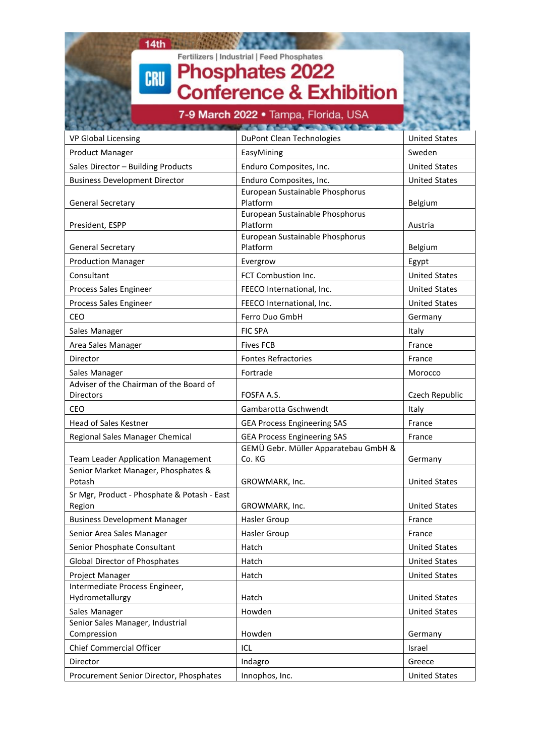| VP Global Licensing | DuPont Clean Technologies | United States |
|---|---|---|
| Product Manager | EasyMining | Sweden |
| Sales Director – Building Products | Enduro Composites, Inc. | United States |
| Business Development Director | Enduro Composites, Inc. | United States |
| General Secretary | European Sustainable Phosphorus Platform | Belgium |
| President, ESPP | European Sustainable Phosphorus Platform | Austria |
| General Secretary | European Sustainable Phosphorus Platform | Belgium |
| Production Manager | Evergrow | Egypt |
| Consultant | FCT Combustion Inc. | United States |
| Process Sales Engineer | FEECO International, Inc. | United States |
| Process Sales Engineer | FEECO International, Inc. | United States |
| CEO | Ferro Duo GmbH | Germany |
| Sales Manager | FIC SPA | Italy |
| Area Sales Manager | Fives FCB | France |
| Director | Fontes Refractories | France |
| Sales Manager | Fortrade | Morocco |
| Adviser of the Chairman of the Board of Directors | FOSFA A.S. | Czech Republic |
| CEO | Gambarotta Gschwendt | Italy |
| Head of Sales Kestner | GEA Process Engineering SAS | France |
| Regional Sales Manager Chemical | GEA Process Engineering SAS | France |
| Team Leader Application Management | GEMÜ Gebr. Müller Apparatebau GmbH & Co. KG | Germany |
| Senior Market Manager, Phosphates & Potash | GROWMARK, Inc. | United States |
| Sr Mgr, Product - Phosphate & Potash - East Region | GROWMARK, Inc. | United States |
| Business Development Manager | Hasler Group | France |
| Senior Area Sales Manager | Hasler Group | France |
| Senior Phosphate Consultant | Hatch | United States |
| Global Director of Phosphates | Hatch | United States |
| Project Manager | Hatch | United States |
| Intermediate Process Engineer, Hydrometallurgy | Hatch | United States |
| Sales Manager | Howden | United States |
| Senior Sales Manager, Industrial Compression | Howden | Germany |
| Chief Commercial Officer | ICL | Israel |
| Director | Indagro | Greece |
| Procurement Senior Director, Phosphates | Innophos, Inc. | United States |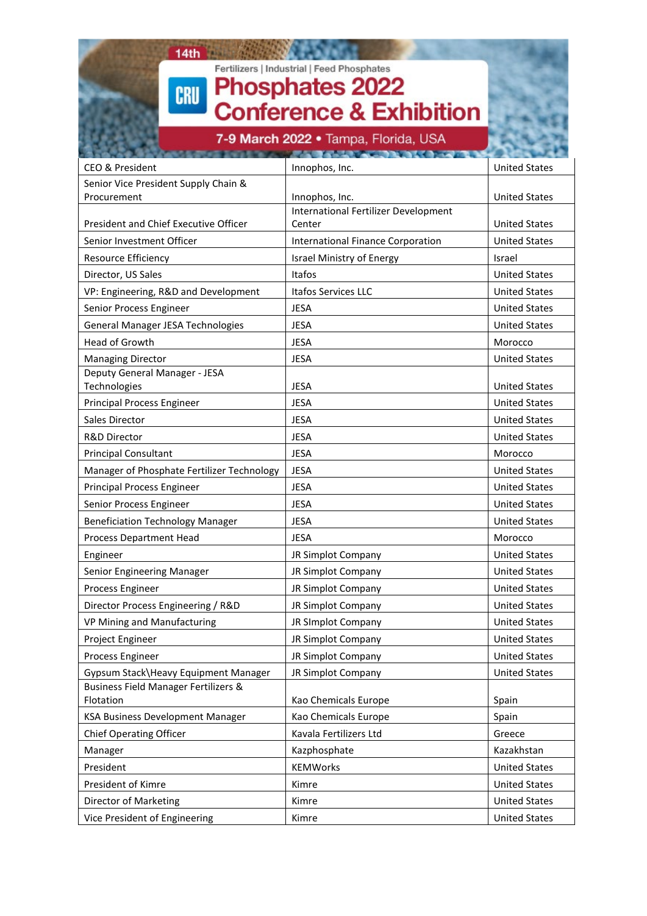| CEO & President | Innophos, Inc. | United States |
| --- | --- | --- |
| Senior Vice President Supply Chain & Procurement | Innophos, Inc. | United States |
| President and Chief Executive Officer | International Fertilizer Development Center | United States |
| Senior Investment Officer | International Finance Corporation | United States |
| Resource Efficiency | Israel Ministry of Energy | Israel |
| Director, US Sales | Itafos | United States |
| VP: Engineering, R&D and Development | Itafos Services LLC | United States |
| Senior Process Engineer | JESA | United States |
| General Manager JESA Technologies | JESA | United States |
| Head of Growth | JESA | Morocco |
| Managing Director | JESA | United States |
| Deputy General Manager - JESA Technologies | JESA | United States |
| Principal Process Engineer | JESA | United States |
| Sales Director | JESA | United States |
| R&D Director | JESA | United States |
| Principal Consultant | JESA | Morocco |
| Manager of Phosphate Fertilizer Technology | JESA | United States |
| Principal Process Engineer | JESA | United States |
| Senior Process Engineer | JESA | United States |
| Beneficiation Technology Manager | JESA | United States |
| Process Department Head | JESA | Morocco |
| Engineer | JR Simplot Company | United States |
| Senior Engineering Manager | JR Simplot Company | United States |
| Process Engineer | JR Simplot Company | United States |
| Director Process Engineering / R&D | JR Simplot Company | United States |
| VP Mining and Manufacturing | JR SImplot Company | United States |
| Project Engineer | JR Simplot Company | United States |
| Process Engineer | JR Simplot Company | United States |
| Gypsum Stack\Heavy Equipment Manager | JR Simplot Company | United States |
| Business Field Manager Fertilizers & Flotation | Kao Chemicals Europe | Spain |
| KSA Business Development Manager | Kao Chemicals Europe | Spain |
| Chief Operating Officer | Kavala Fertilizers Ltd | Greece |
| Manager | Kazphosphate | Kazakhstan |
| President | KEMWorks | United States |
| President of Kimre | Kimre | United States |
| Director of Marketing | Kimre | United States |
| Vice President of Engineering | Kimre | United States |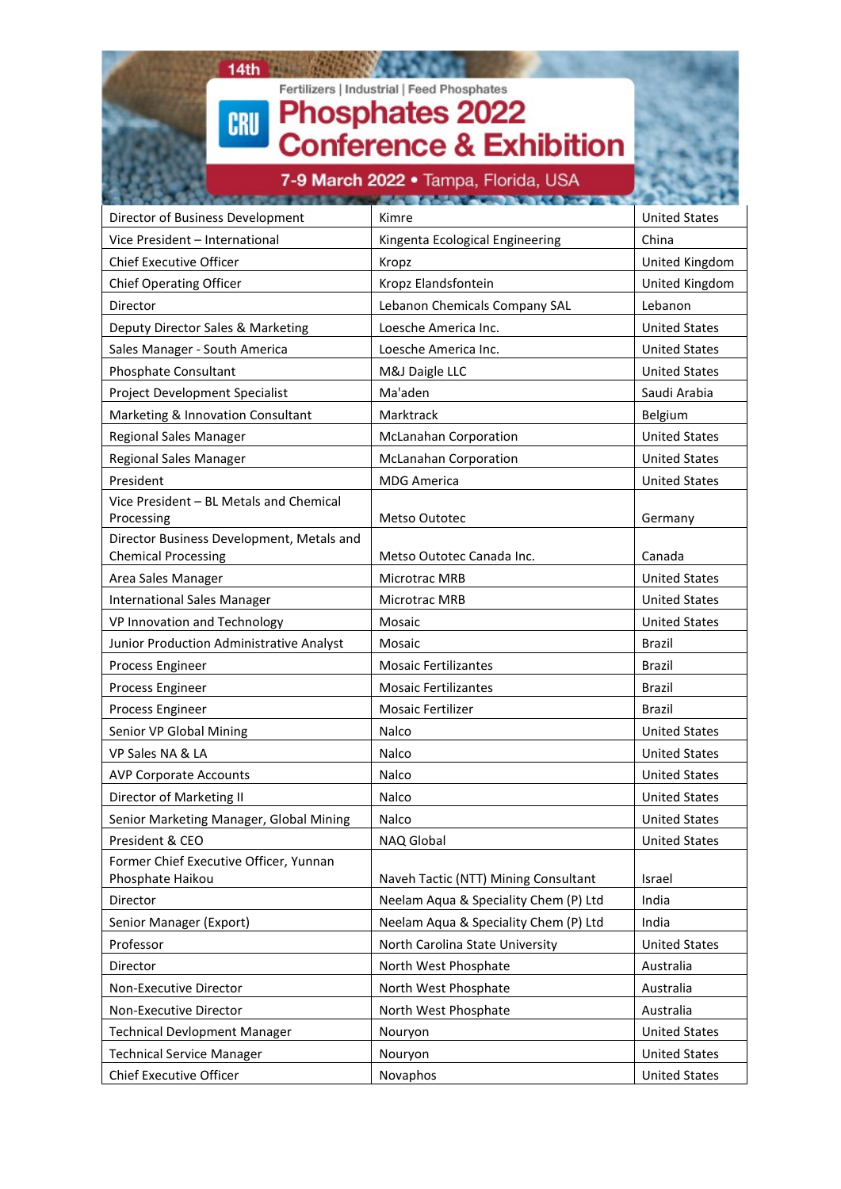14th

Fertilizers | Industrial | Feed Phosphates

# Phosphates 2022 Conference & Exhibition

7-9 March 2022 • Tampa, Florida, USA

| | | |
|---|---|---|
| Director of Business Development | Kimre | United States |
| Vice President – International | Kingenta Ecological Engineering | China |
| Chief Executive Officer | Kropz | United Kingdom |
| Chief Operating Officer | Kropz Elandsfontein | United Kingdom |
| Director | Lebanon Chemicals Company SAL | Lebanon |
| Deputy Director Sales & Marketing | Loesche America Inc. | United States |
| Sales Manager - South America | Loesche America Inc. | United States |
| Phosphate Consultant | M&J Daigle LLC | United States |
| Project Development Specialist | Ma'aden | Saudi Arabia |
| Marketing & Innovation Consultant | Marktrack | Belgium |
| Regional Sales Manager | McLanahan Corporation | United States |
| Regional Sales Manager | McLanahan Corporation | United States |
| President | MDG America | United States |
| Vice President – BL Metals and Chemical Processing | Metso Outotec | Germany |
| Director Business Development, Metals and Chemical Processing | Metso Outotec Canada Inc. | Canada |
| Area Sales Manager | Microtrac MRB | United States |
| International Sales Manager | Microtrac MRB | United States |
| VP Innovation and Technology | Mosaic | United States |
| Junior Production Administrative Analyst | Mosaic | Brazil |
| Process Engineer | Mosaic Fertilizantes | Brazil |
| Process Engineer | Mosaic Fertilizantes | Brazil |
| Process Engineer | Mosaic Fertilizer | Brazil |
| Senior VP Global Mining | Nalco | United States |
| VP Sales NA & LA | Nalco | United States |
| AVP Corporate Accounts | Nalco | United States |
| Director of Marketing II | Nalco | United States |
| Senior Marketing Manager, Global Mining | Nalco | United States |
| President & CEO | NAQ Global | United States |
| Former Chief Executive Officer, Yunnan Phosphate Haikou | Naveh Tactic (NTT) Mining Consultant | Israel |
| Director | Neelam Aqua & Speciality Chem (P) Ltd | India |
| Senior Manager (Export) | Neelam Aqua & Speciality Chem (P) Ltd | India |
| Professor | North Carolina State University | United States |
| Director | North West Phosphate | Australia |
| Non-Executive Director | North West Phosphate | Australia |
| Non-Executive Director | North West Phosphate | Australia |
| Technical Devlopment Manager | Nouryon | United States |
| Technical Service Manager | Nouryon | United States |
| Chief Executive Officer | Novaphos | United States |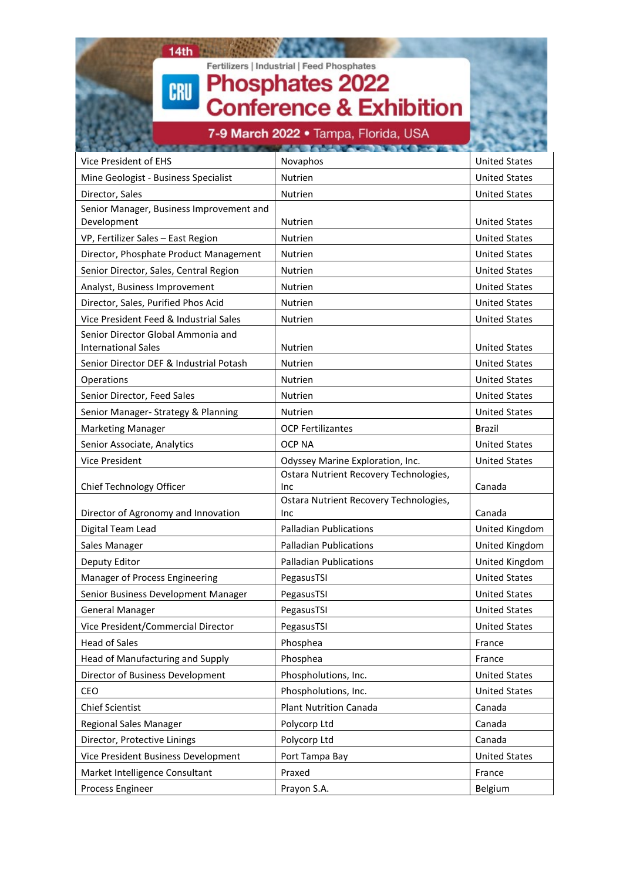| Vice President of EHS | Novaphos | United States |
|---|---|---|
| Mine Geologist - Business Specialist | Nutrien | United States |
| Director, Sales | Nutrien | United States |
| Senior Manager, Business Improvement and Development | Nutrien | United States |
| VP, Fertilizer Sales – East Region | Nutrien | United States |
| Director, Phosphate Product Management | Nutrien | United States |
| Senior Director, Sales, Central Region | Nutrien | United States |
| Analyst, Business Improvement | Nutrien | United States |
| Director, Sales, Purified Phos Acid | Nutrien | United States |
| Vice President Feed & Industrial Sales | Nutrien | United States |
| Senior Director Global Ammonia and International Sales | Nutrien | United States |
| Senior Director DEF & Industrial Potash | Nutrien | United States |
| Operations | Nutrien | United States |
| Senior Director, Feed Sales | Nutrien | United States |
| Senior Manager- Strategy & Planning | Nutrien | United States |
| Marketing Manager | OCP Fertilizantes | Brazil |
| Senior Associate, Analytics | OCP NA | United States |
| Vice President | Odyssey Marine Exploration, Inc. | United States |
| Chief Technology Officer | Ostara Nutrient Recovery Technologies, Inc | Canada |
| Director of Agronomy and Innovation | Ostara Nutrient Recovery Technologies, Inc | Canada |
| Digital Team Lead | Palladian Publications | United Kingdom |
| Sales Manager | Palladian Publications | United Kingdom |
| Deputy Editor | Palladian Publications | United Kingdom |
| Manager of Process Engineering | PegasusTSI | United States |
| Senior Business Development Manager | PegasusTSI | United States |
| General Manager | PegasusTSI | United States |
| Vice President/Commercial Director | PegasusTSI | United States |
| Head of Sales | Phosphea | France |
| Head of Manufacturing and Supply | Phosphea | France |
| Director of Business Development | Phospholutions, Inc. | United States |
| CEO | Phospholutions, Inc. | United States |
| Chief Scientist | Plant Nutrition Canada | Canada |
| Regional Sales Manager | Polycorp Ltd | Canada |
| Director, Protective Linings | Polycorp Ltd | Canada |
| Vice President Business Development | Port Tampa Bay | United States |
| Market Intelligence Consultant | Praxed | France |
| Process Engineer | Prayon S.A. | Belgium |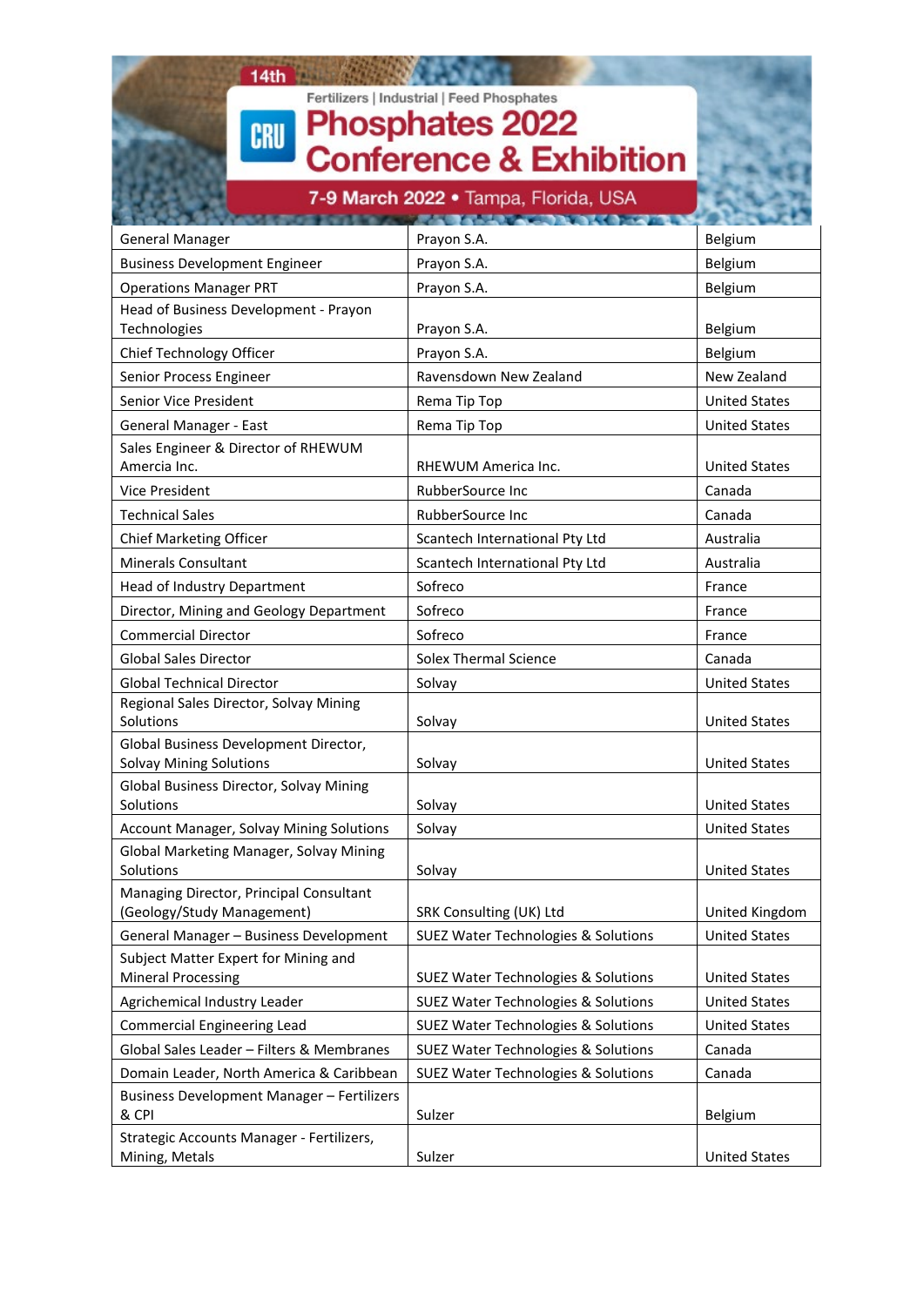14th

Fertilizers | Industrial | Feed Phosphates

# Phosphates 2022 Conference & Exhibition

7-9 March 2022 • Tampa, Florida, USA

| | | |
|---|---|---|
| General Manager | Prayon S.A. | Belgium |
| Business Development Engineer | Prayon S.A. | Belgium |
| Operations Manager PRT | Prayon S.A. | Belgium |
| Head of Business Development - Prayon Technologies | Prayon S.A. | Belgium |
| Chief Technology Officer | Prayon S.A. | Belgium |
| Senior Process Engineer | Ravensdown New Zealand | New Zealand |
| Senior Vice President | Rema Tip Top | United States |
| General Manager - East | Rema Tip Top | United States |
| Sales Engineer & Director of RHEWUM Amercia Inc. | RHEWUM America Inc. | United States |
| Vice President | RubberSource Inc | Canada |
| Technical Sales | RubberSource Inc | Canada |
| Chief Marketing Officer | Scantech International Pty Ltd | Australia |
| Minerals Consultant | Scantech International Pty Ltd | Australia |
| Head of Industry Department | Sofreco | France |
| Director, Mining and Geology Department | Sofreco | France |
| Commercial Director | Sofreco | France |
| Global Sales Director | Solex Thermal Science | Canada |
| Global Technical Director | Solvay | United States |
| Regional Sales Director, Solvay Mining Solutions | Solvay | United States |
| Global Business Development Director, Solvay Mining Solutions | Solvay | United States |
| Global Business Director, Solvay Mining Solutions | Solvay | United States |
| Account Manager, Solvay Mining Solutions | Solvay | United States |
| Global Marketing Manager, Solvay Mining Solutions | Solvay | United States |
| Managing Director, Principal Consultant (Geology/Study Management) | SRK Consulting (UK) Ltd | United Kingdom |
| General Manager – Business Development | SUEZ Water Technologies & Solutions | United States |
| Subject Matter Expert for Mining and Mineral Processing | SUEZ Water Technologies & Solutions | United States |
| Agrichemical Industry Leader | SUEZ Water Technologies & Solutions | United States |
| Commercial Engineering Lead | SUEZ Water Technologies & Solutions | United States |
| Global Sales Leader – Filters & Membranes | SUEZ Water Technologies & Solutions | Canada |
| Domain Leader, North America & Caribbean | SUEZ Water Technologies & Solutions | Canada |
| Business Development Manager – Fertilizers & CPI | Sulzer | Belgium |
| Strategic Accounts Manager - Fertilizers, Mining, Metals | Sulzer | United States |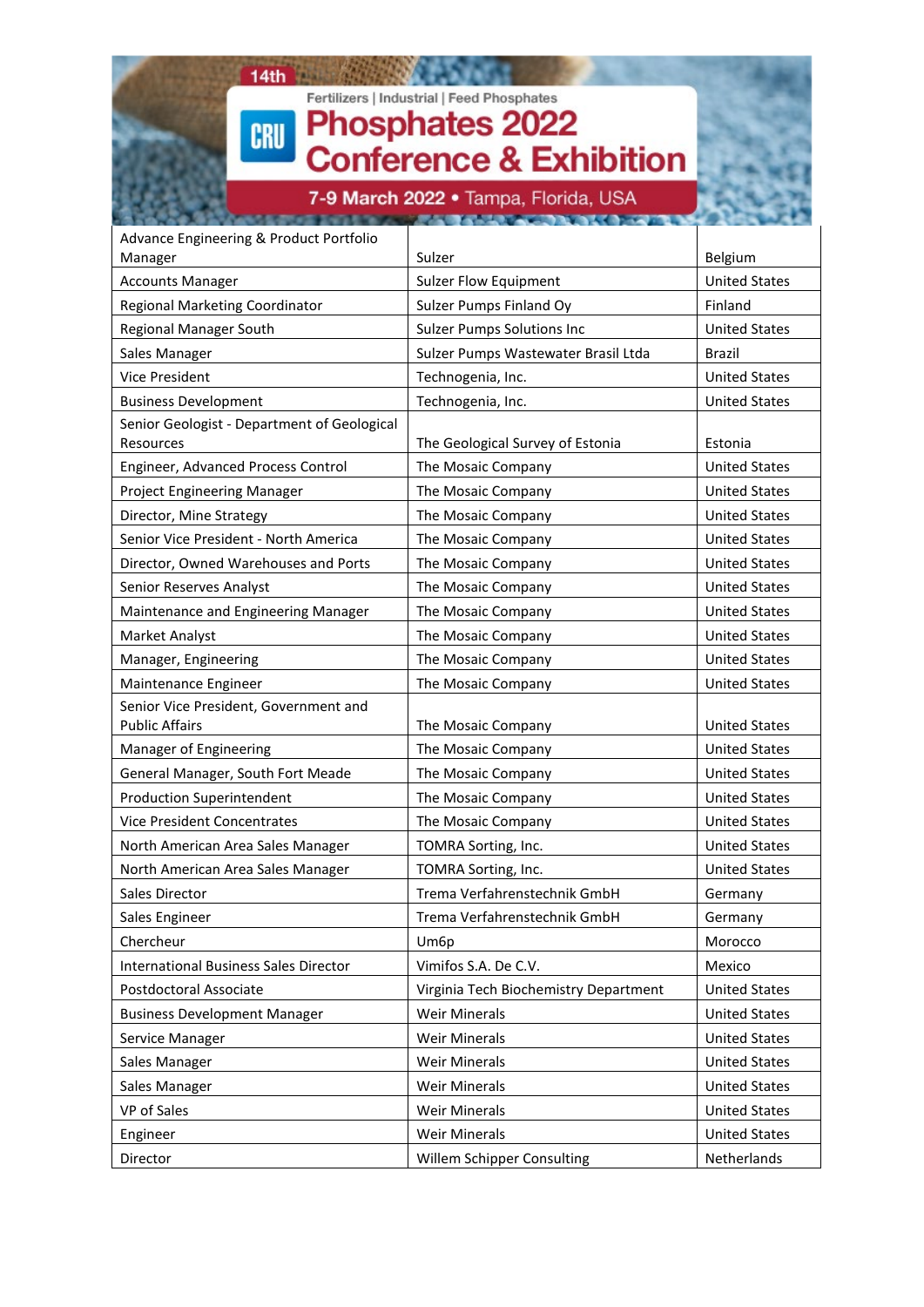14th

Fertilizers | Industrial | Feed Phosphates

# Phosphates 2022 Conference & Exhibition

7-9 March 2022 • Tampa, Florida, USA

| | | |
|---|---|---|
| Advance Engineering & Product Portfolio Manager | Sulzer | Belgium |
| Accounts Manager | Sulzer Flow Equipment | United States |
| Regional Marketing Coordinator | Sulzer Pumps Finland Oy | Finland |
| Regional Manager South | Sulzer Pumps Solutions Inc | United States |
| Sales Manager | Sulzer Pumps Wastewater Brasil Ltda | Brazil |
| Vice President | Technogenia, Inc. | United States |
| Business Development | Technogenia, Inc. | United States |
| Senior Geologist - Department of Geological Resources | The Geological Survey of Estonia | Estonia |
| Engineer, Advanced Process Control | The Mosaic Company | United States |
| Project Engineering Manager | The Mosaic Company | United States |
| Director, Mine Strategy | The Mosaic Company | United States |
| Senior Vice President - North America | The Mosaic Company | United States |
| Director, Owned Warehouses and Ports | The Mosaic Company | United States |
| Senior Reserves Analyst | The Mosaic Company | United States |
| Maintenance and Engineering Manager | The Mosaic Company | United States |
| Market Analyst | The Mosaic Company | United States |
| Manager, Engineering | The Mosaic Company | United States |
| Maintenance Engineer | The Mosaic Company | United States |
| Senior Vice President, Government and Public Affairs | The Mosaic Company | United States |
| Manager of Engineering | The Mosaic Company | United States |
| General Manager, South Fort Meade | The Mosaic Company | United States |
| Production Superintendent | The Mosaic Company | United States |
| Vice President Concentrates | The Mosaic Company | United States |
| North American Area Sales Manager | TOMRA Sorting, Inc. | United States |
| North American Area Sales Manager | TOMRA Sorting, Inc. | United States |
| Sales Director | Trema Verfahrenstechnik GmbH | Germany |
| Sales Engineer | Trema Verfahrenstechnik GmbH | Germany |
| Chercheur | Um6p | Morocco |
| International Business Sales Director | Vimifos S.A. De C.V. | Mexico |
| Postdoctoral Associate | Virginia Tech Biochemistry Department | United States |
| Business Development Manager | Weir Minerals | United States |
| Service Manager | Weir Minerals | United States |
| Sales Manager | Weir Minerals | United States |
| Sales Manager | Weir Minerals | United States |
| VP of Sales | Weir Minerals | United States |
| Engineer | Weir Minerals | United States |
| Director | Willem Schipper Consulting | Netherlands |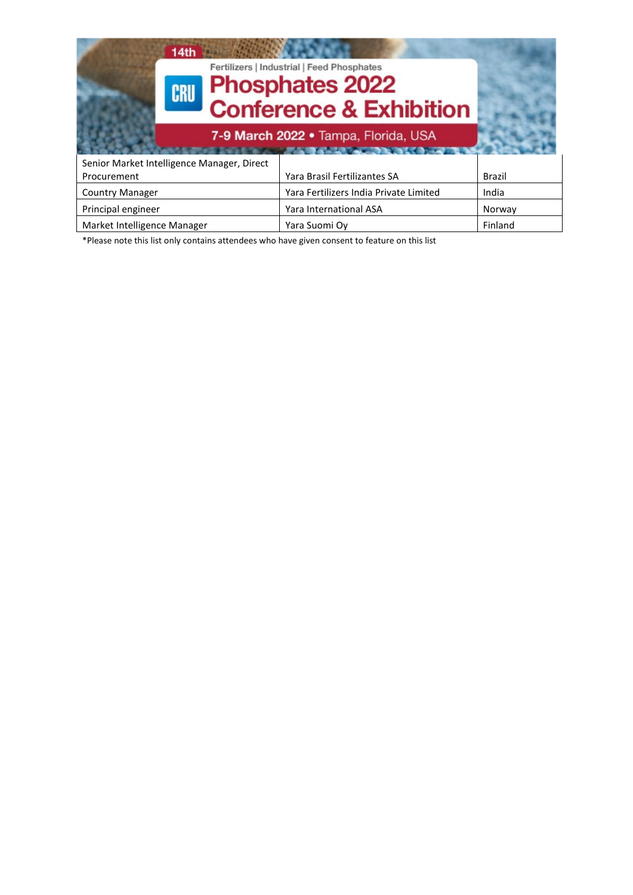| | | |
|---|---|---|
| Senior Market Intelligence Manager, Direct Procurement | Yara Brasil Fertilizantes SA | Brazil |
| Country Manager | Yara Fertilizers India Private Limited | India |
| Principal engineer | Yara International ASA | Norway |
| Market Intelligence Manager | Yara Suomi Oy | Finland |

*Please note this list only contains attendees who have given consent to feature on this list